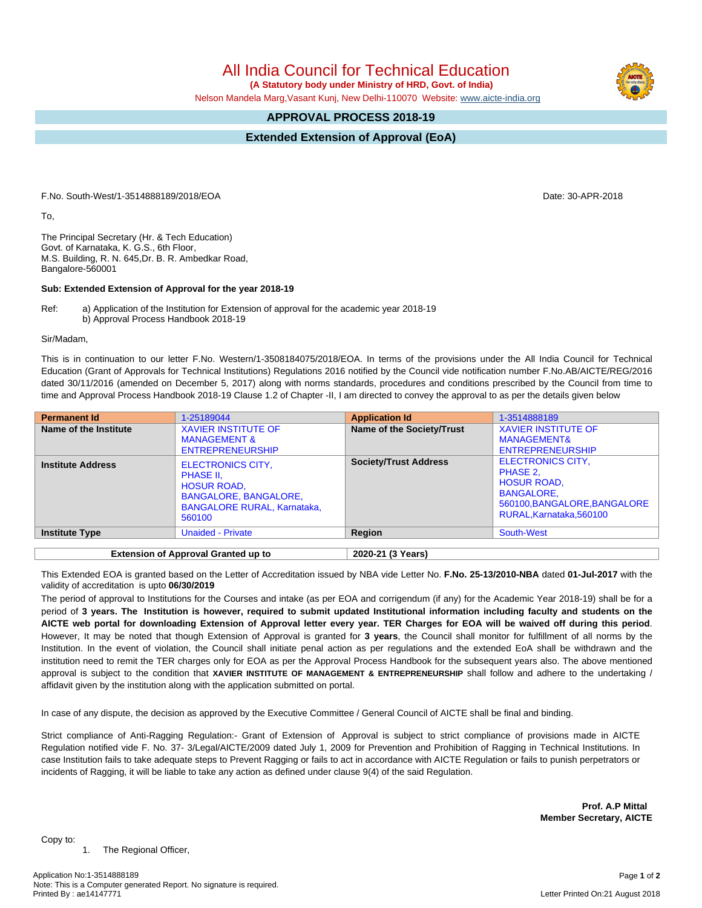# All India Council for Technical Education

**(A Statutory body under Ministry of HRD, Govt. of India)**

Nelson Mandela Marg,Vasant Kunj, New Delhi-110070 Website: www.aicte-india.org

## APPROVAL PROCESS 2018-19

## Extended Extension of Approval (EoA)

F.No. South-West/1-3514888189/2018/EOA

Date: 30-APR-2018

To,

The Principal Secretary (Hr. & Tech Education)
Govt. of Karnataka, K. G.S., 6th Floor,
M.S. Building, R. N. 645,Dr. B. R. Ambedkar Road,
Bangalore-560001

**Sub: Extended Extension of Approval for the year 2018-19**

Ref: a) Application of the Institution for Extension of approval for the academic year 2018-19
b) Approval Process Handbook 2018-19

Sir/Madam,

This is in continuation to our letter F.No. Western/1-3508184075/2018/EOA. In terms of the provisions under the All India Council for Technical Education (Grant of Approvals for Technical Institutions) Regulations 2016 notified by the Council vide notification number F.No.AB/AICTE/REG/2016 dated 30/11/2016 (amended on December 5, 2017) along with norms standards, procedures and conditions prescribed by the Council from time to time and Approval Process Handbook 2018-19 Clause 1.2 of Chapter -II, I am directed to convey the approval to as per the details given below

| **Permanent Id** | 1-25189044 | **Application Id** | 1-3514888189 |
|---|---|---|---|
| **Name of the Institute** | XAVIER INSTITUTE OF MANAGEMENT & ENTREPRENEURSHIP | **Name of the Society/Trust** | XAVIER INSTITUTE OF MANAGEMENT& ENTREPRENEURSHIP |
| **Institute Address** | ELECTRONICS CITY, PHASE II, HOSUR ROAD, BANGALORE, BANGALORE, BANGALORE RURAL, Karnataka, 560100 | **Society/Trust Address** | ELECTRONICS CITY, PHASE 2, HOSUR ROAD, BANGALORE, 560100,BANGALORE,BANGALORE RURAL,Karnataka,560100 |
| **Institute Type** | Unaided - Private | **Region** | South-West |

| **Extension of Approval Granted up to** | **2020-21 (3 Years)** |
|---|---|

This Extended EOA is granted based on the Letter of Accreditation issued by NBA vide Letter No. **F.No. 25-13/2010-NBA** dated **01-Jul-2017** with the validity of accreditation is upto **06/30/2019**

The period of approval to Institutions for the Courses and intake (as per EOA and corrigendum (if any) for the Academic Year 2018-19) shall be for a period of **3 years. The Institution is however, required to submit updated Institutional information including faculty and students on the AICTE web portal for downloading Extension of Approval letter every year. TER Charges for EOA will be waived off during this period**. However, It may be noted that though Extension of Approval is granted for **3 years**, the Council shall monitor for fulfillment of all norms by the Institution. In the event of violation, the Council shall initiate penal action as per regulations and the extended EoA shall be withdrawn and the institution need to remit the TER charges only for EOA as per the Approval Process Handbook for the subsequent years also. The above mentioned approval is subject to the condition that **XAVIER INSTITUTE OF MANAGEMENT & ENTREPRENEURSHIP** shall follow and adhere to the undertaking / affidavit given by the institution along with the application submitted on portal.

In case of any dispute, the decision as approved by the Executive Committee / General Council of AICTE shall be final and binding.

Strict compliance of Anti-Ragging Regulation:- Grant of Extension of Approval is subject to strict compliance of provisions made in AICTE Regulation notified vide F. No. 37- 3/Legal/AICTE/2009 dated July 1, 2009 for Prevention and Prohibition of Ragging in Technical Institutions. In case Institution fails to take adequate steps to Prevent Ragging or fails to act in accordance with AICTE Regulation or fails to punish perpetrators or incidents of Ragging, it will be liable to take any action as defined under clause 9(4) of the said Regulation.

**Prof. A.P Mittal**
**Member Secretary, AICTE**

Copy to:

1. The Regional Officer,

Application No:1-3514888189
Note: This is a Computer generated Report. No signature is required.
Printed By : ae14147771

Letter Printed On:21 August 2018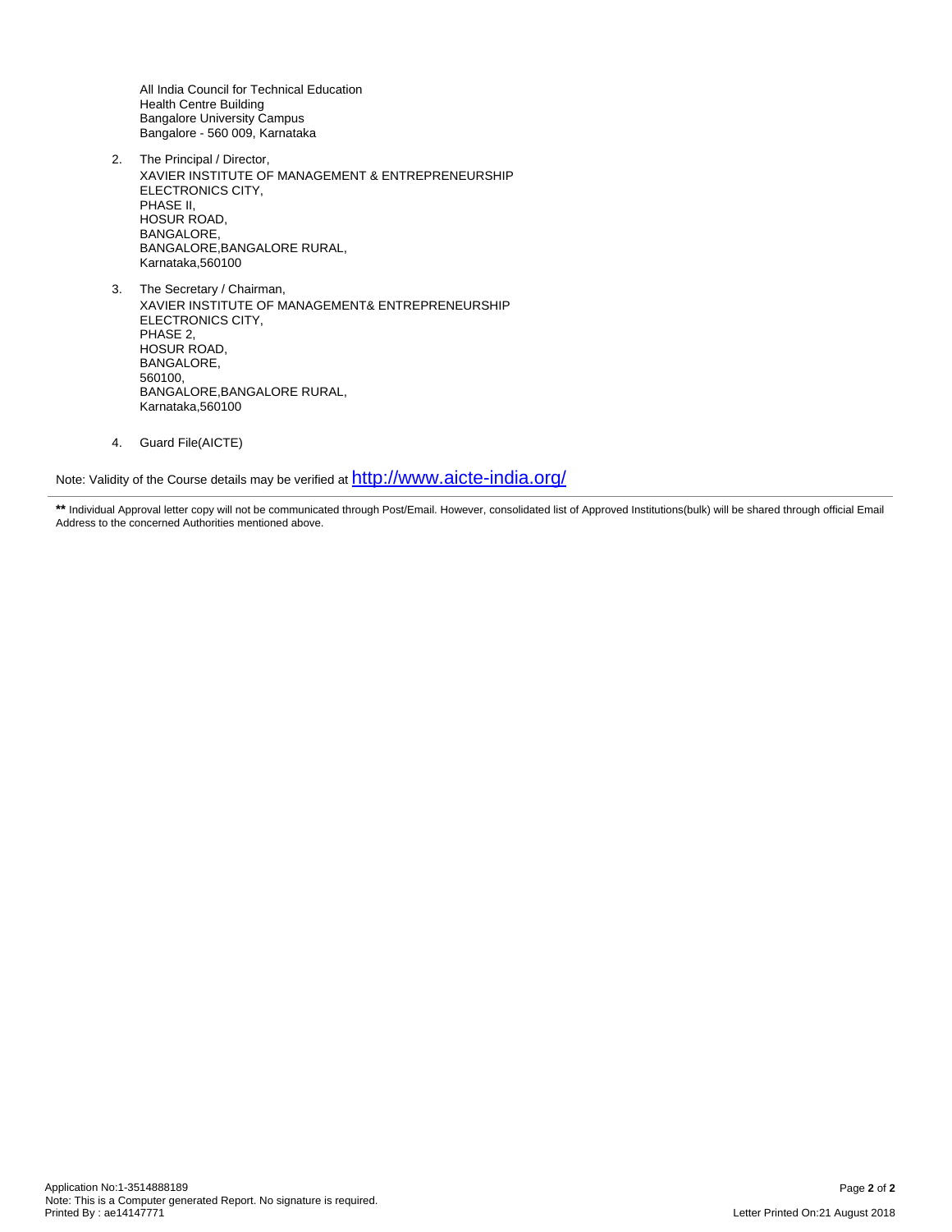All India Council for Technical Education
Health Centre Building
Bangalore University Campus
Bangalore - 560 009, Karnataka

2. The Principal / Director,
   XAVIER INSTITUTE OF MANAGEMENT & ENTREPRENEURSHIP
   ELECTRONICS CITY,
   PHASE II,
   HOSUR ROAD,
   BANGALORE,
   BANGALORE,BANGALORE RURAL,
   Karnataka,560100

3. The Secretary / Chairman,
   XAVIER INSTITUTE OF MANAGEMENT& ENTREPRENEURSHIP
   ELECTRONICS CITY,
   PHASE 2,
   HOSUR ROAD,
   BANGALORE,
   560100,
   BANGALORE,BANGALORE RURAL,
   Karnataka,560100

4. Guard File(AICTE)

Note: Validity of the Course details may be verified at http://www.aicte-india.org/

---

**\*\*** Individual Approval letter copy will not be communicated through Post/Email. However, consolidated list of Approved Institutions(bulk) will be shared through official Email Address to the concerned Authorities mentioned above.

Application No:1-3514888189
Note: This is a Computer generated Report. No signature is required.
Printed By : ae14147771

Letter Printed On:21 August 2018